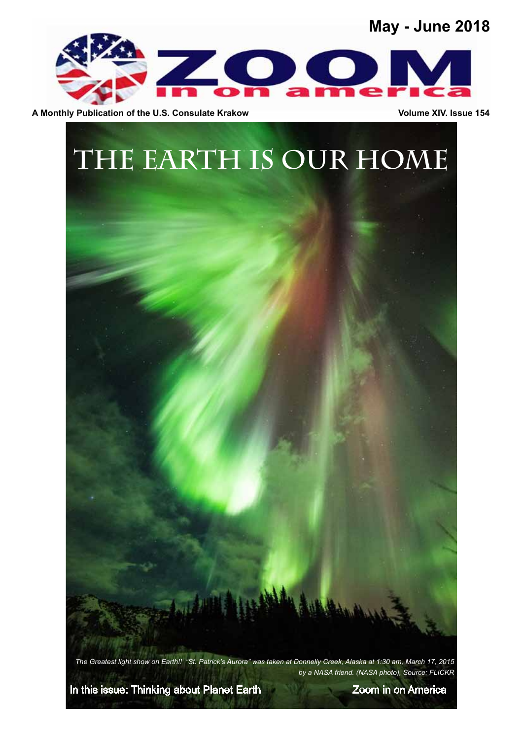May - June 2018

# ZOOM in on america

A Monthly Publication of the U.S. Consulate Krakow

Volume XIV. Issue 154

# THE EARTH IS OUR HOME

*The Greatest light show on Earth!! "St. Patrick's Aurora" was taken at Donnelly Creek, Alaska at 1:30 am, March 17, 2015 by a NASA friend. (NASA photo), Source: FLICKR*

In this issue: Thinking about Planet Earth

Zoom in on America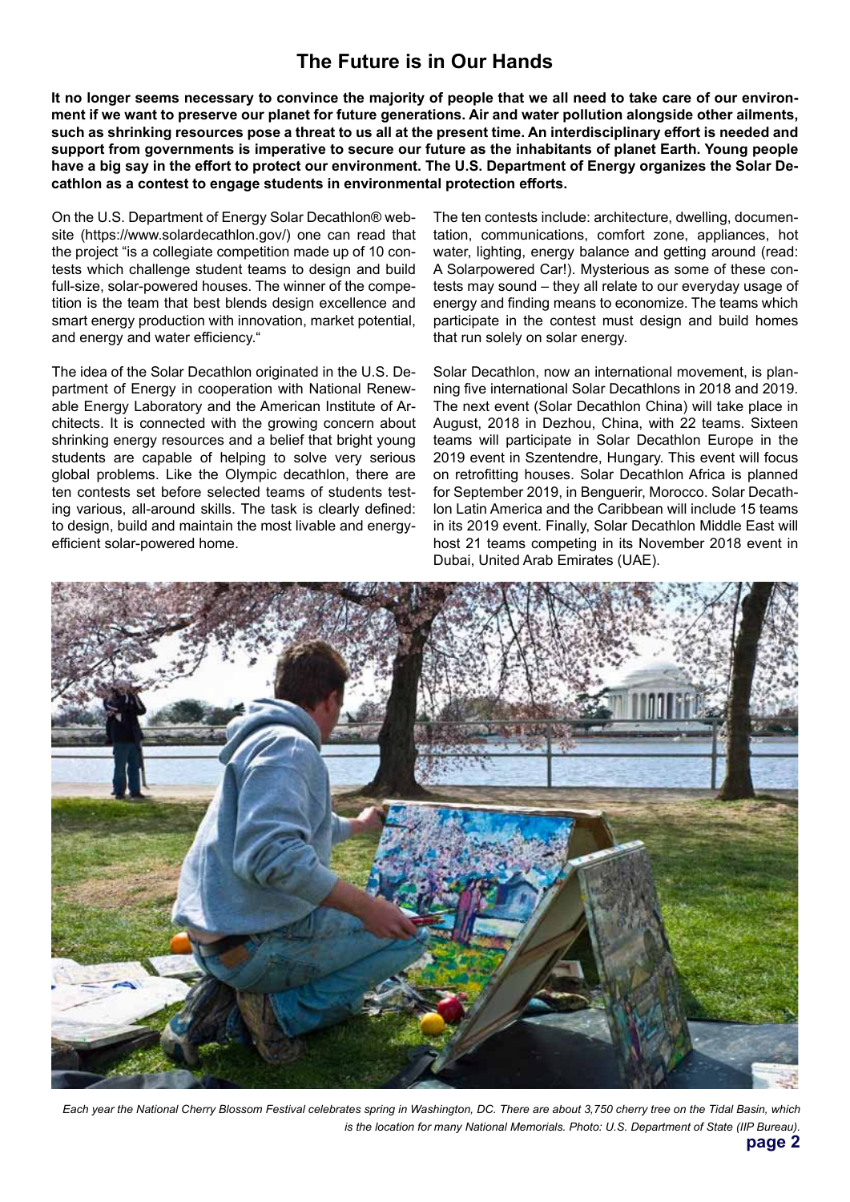## The Future is in Our Hands

**It no longer seems necessary to convince the majority of people that we all need to take care of our environment if we want to preserve our planet for future generations. Air and water pollution alongside other ailments, such as shrinking resources pose a threat to us all at the present time. An interdisciplinary effort is needed and support from governments is imperative to secure our future as the inhabitants of planet Earth. Young people have a big say in the effort to protect our environment. The U.S. Department of Energy organizes the Solar Decathlon as a contest to engage students in environmental protection efforts.**

On the U.S. Department of Energy Solar Decathlon® website (https://www.solardecathlon.gov/) one can read that the project "is a collegiate competition made up of 10 contests which challenge student teams to design and build full-size, solar-powered houses. The winner of the competition is the team that best blends design excellence and smart energy production with innovation, market potential, and energy and water efficiency."

The idea of the Solar Decathlon originated in the U.S. Department of Energy in cooperation with National Renewable Energy Laboratory and the American Institute of Architects. It is connected with the growing concern about shrinking energy resources and a belief that bright young students are capable of helping to solve very serious global problems. Like the Olympic decathlon, there are ten contests set before selected teams of students testing various, all-around skills. The task is clearly defined: to design, build and maintain the most livable and energy-efficient solar-powered home.

The ten contests include: architecture, dwelling, documentation, communications, comfort zone, appliances, hot water, lighting, energy balance and getting around (read: A Solarpowered Car!). Mysterious as some of these contests may sound – they all relate to our everyday usage of energy and finding means to economize. The teams which participate in the contest must design and build homes that run solely on solar energy.

Solar Decathlon, now an international movement, is planning five international Solar Decathlons in 2018 and 2019. The next event (Solar Decathlon China) will take place in August, 2018 in Dezhou, China, with 22 teams. Sixteen teams will participate in Solar Decathlon Europe in the 2019 event in Szentendre, Hungary. This event will focus on retrofitting houses. Solar Decathlon Africa is planned for September 2019, in Benguerir, Morocco. Solar Decathlon Latin America and the Caribbean will include 15 teams in its 2019 event. Finally, Solar Decathlon Middle East will host 21 teams competing in its November 2018 event in Dubai, United Arab Emirates (UAE).

*Each year the National Cherry Blossom Festival celebrates spring in Washington, DC. There are about 3,750 cherry tree on the Tidal Basin, which is the location for many National Memorials. Photo: U.S. Department of State (IIP Bureau).*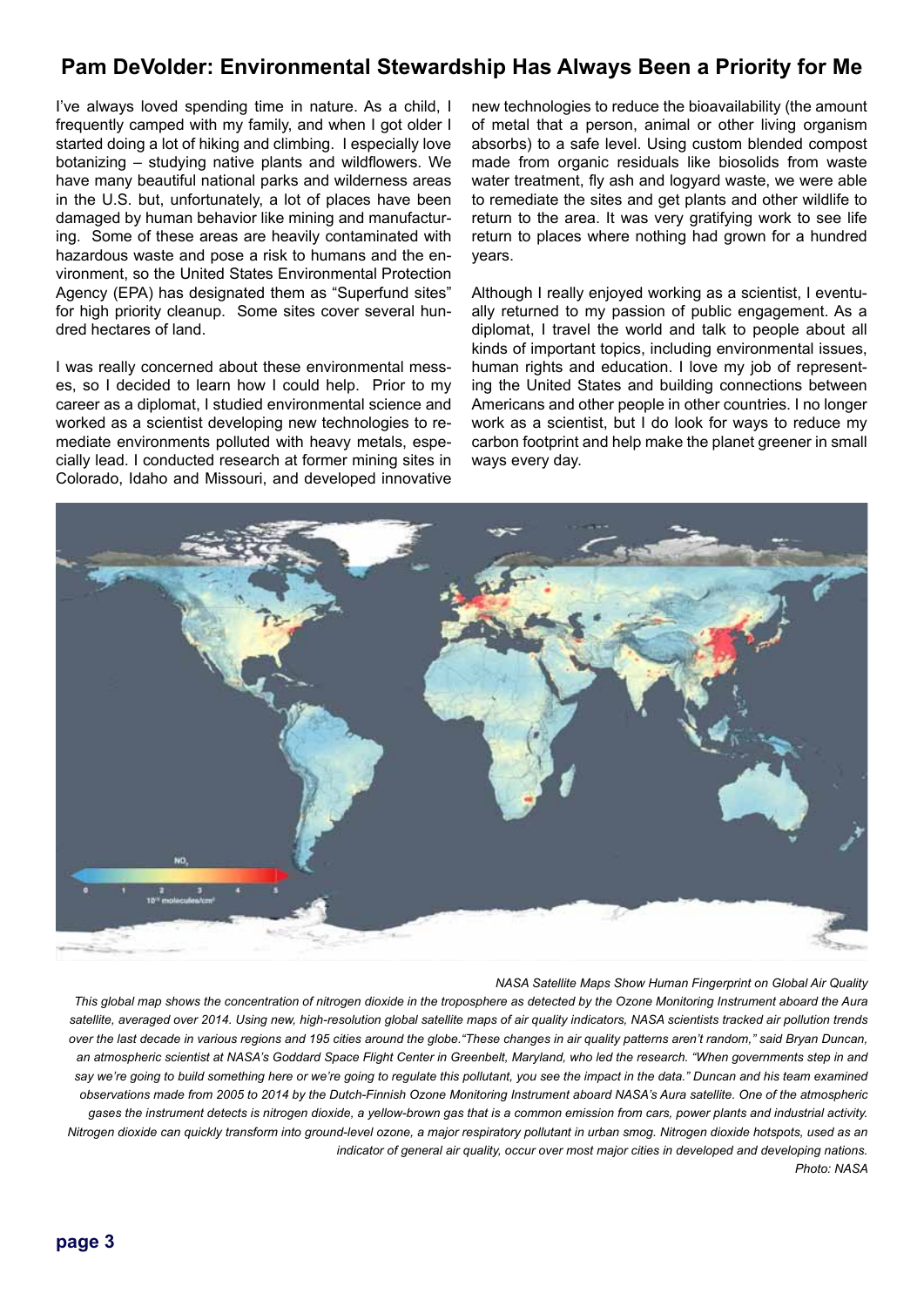## Pam DeVolder: Environmental Stewardship Has Always Been a Priority for Me

I've always loved spending time in nature. As a child, I frequently camped with my family, and when I got older I started doing a lot of hiking and climbing. I especially love botanizing – studying native plants and wildflowers. We have many beautiful national parks and wilderness areas in the U.S. but, unfortunately, a lot of places have been damaged by human behavior like mining and manufacturing. Some of these areas are heavily contaminated with hazardous waste and pose a risk to humans and the environment, so the United States Environmental Protection Agency (EPA) has designated them as "Superfund sites" for high priority cleanup. Some sites cover several hundred hectares of land.

I was really concerned about these environmental messes, so I decided to learn how I could help. Prior to my career as a diplomat, I studied environmental science and worked as a scientist developing new technologies to remediate environments polluted with heavy metals, especially lead. I conducted research at former mining sites in Colorado, Idaho and Missouri, and developed innovative new technologies to reduce the bioavailability (the amount of metal that a person, animal or other living organism absorbs) to a safe level. Using custom blended compost made from organic residuals like biosolids from waste water treatment, fly ash and logyard waste, we were able to remediate the sites and get plants and other wildlife to return to the area. It was very gratifying work to see life return to places where nothing had grown for a hundred years.

Although I really enjoyed working as a scientist, I eventually returned to my passion of public engagement. As a diplomat, I travel the world and talk to people about all kinds of important topics, including environmental issues, human rights and education. I love my job of representing the United States and building connections between Americans and other people in other countries. I no longer work as a scientist, but I do look for ways to reduce my carbon footprint and help make the planet greener in small ways every day.

*NASA Satellite Maps Show Human Fingerprint on Global Air Quality*

*This global map shows the concentration of nitrogen dioxide in the troposphere as detected by the Ozone Monitoring Instrument aboard the Aura satellite, averaged over 2014. Using new, high-resolution global satellite maps of air quality indicators, NASA scientists tracked air pollution trends over the last decade in various regions and 195 cities around the globe."These changes in air quality patterns aren't random," said Bryan Duncan, an atmospheric scientist at NASA's Goddard Space Flight Center in Greenbelt, Maryland, who led the research. "When governments step in and say we're going to build something here or we're going to regulate this pollutant, you see the impact in the data." Duncan and his team examined observations made from 2005 to 2014 by the Dutch-Finnish Ozone Monitoring Instrument aboard NASA's Aura satellite. One of the atmospheric gases the instrument detects is nitrogen dioxide, a yellow-brown gas that is a common emission from cars, power plants and industrial activity. Nitrogen dioxide can quickly transform into ground-level ozone, a major respiratory pollutant in urban smog. Nitrogen dioxide hotspots, used as an indicator of general air quality, occur over most major cities in developed and developing nations.*

*Photo: NASA*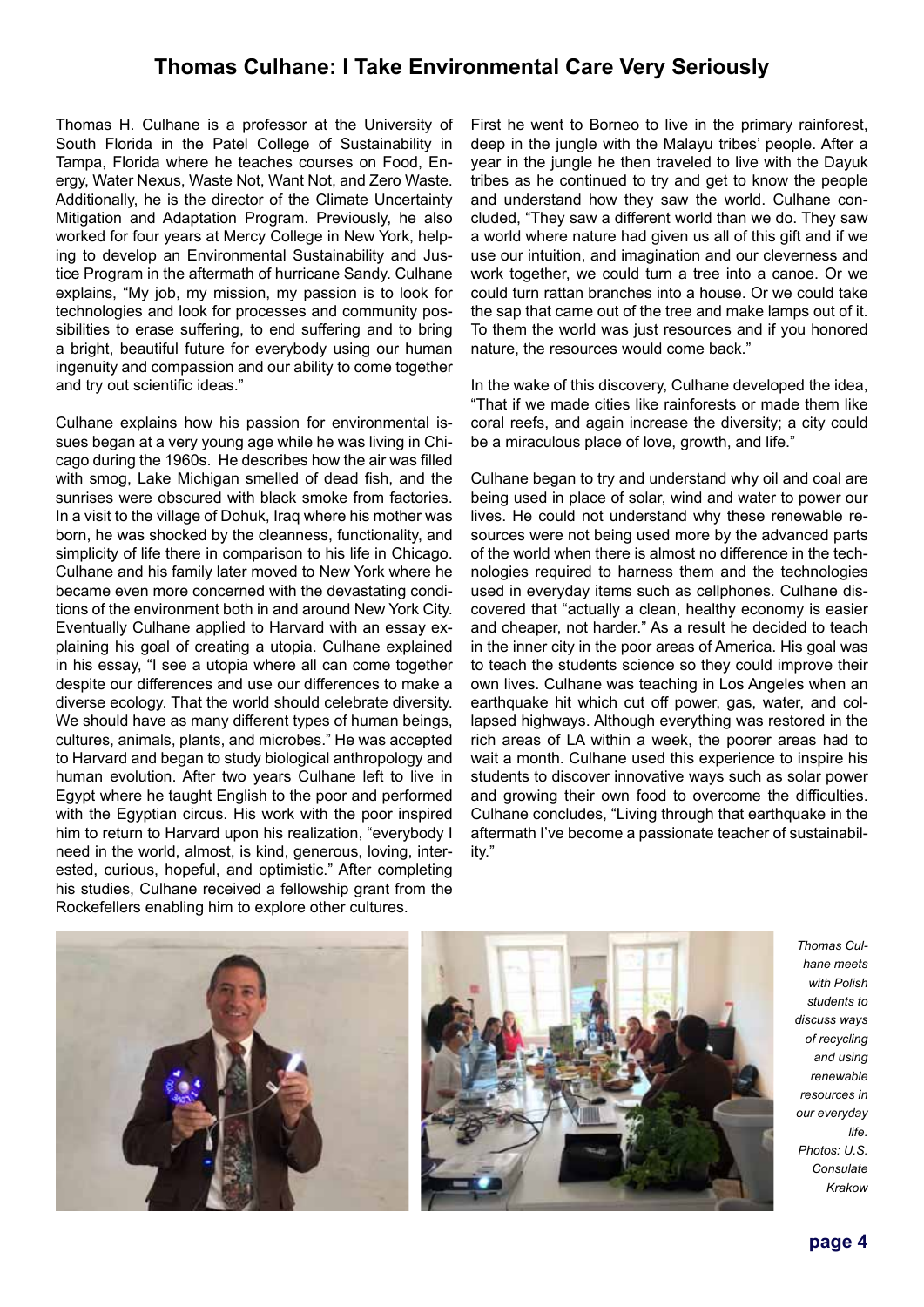# Thomas Culhane: I Take Environmental Care Very Seriously

Thomas H. Culhane is a professor at the University of South Florida in the Patel College of Sustainability in Tampa, Florida where he teaches courses on Food, Energy, Water Nexus, Waste Not, Want Not, and Zero Waste. Additionally, he is the director of the Climate Uncertainty Mitigation and Adaptation Program. Previously, he also worked for four years at Mercy College in New York, helping to develop an Environmental Sustainability and Justice Program in the aftermath of hurricane Sandy. Culhane explains, "My job, my mission, my passion is to look for technologies and look for processes and community possibilities to erase suffering, to end suffering and to bring a bright, beautiful future for everybody using our human ingenuity and compassion and our ability to come together and try out scientific ideas."

Culhane explains how his passion for environmental issues began at a very young age while he was living in Chicago during the 1960s. He describes how the air was filled with smog, Lake Michigan smelled of dead fish, and the sunrises were obscured with black smoke from factories. In a visit to the village of Dohuk, Iraq where his mother was born, he was shocked by the cleanness, functionality, and simplicity of life there in comparison to his life in Chicago. Culhane and his family later moved to New York where he became even more concerned with the devastating conditions of the environment both in and around New York City. Eventually Culhane applied to Harvard with an essay explaining his goal of creating a utopia. Culhane explained in his essay, "I see a utopia where all can come together despite our differences and use our differences to make a diverse ecology. That the world should celebrate diversity. We should have as many different types of human beings, cultures, animals, plants, and microbes." He was accepted to Harvard and began to study biological anthropology and human evolution. After two years Culhane left to live in Egypt where he taught English to the poor and performed with the Egyptian circus. His work with the poor inspired him to return to Harvard upon his realization, "everybody I need in the world, almost, is kind, generous, loving, interested, curious, hopeful, and optimistic." After completing his studies, Culhane received a fellowship grant from the Rockefellers enabling him to explore other cultures.

First he went to Borneo to live in the primary rainforest, deep in the jungle with the Malayu tribes' people. After a year in the jungle he then traveled to live with the Dayuk tribes as he continued to try and get to know the people and understand how they saw the world. Culhane concluded, "They saw a different world than we do. They saw a world where nature had given us all of this gift and if we use our intuition, and imagination and our cleverness and work together, we could turn a tree into a canoe. Or we could turn rattan branches into a house. Or we could take the sap that came out of the tree and make lamps out of it. To them the world was just resources and if you honored nature, the resources would come back."

In the wake of this discovery, Culhane developed the idea, "That if we made cities like rainforests or made them like coral reefs, and again increase the diversity; a city could be a miraculous place of love, growth, and life."

Culhane began to try and understand why oil and coal are being used in place of solar, wind and water to power our lives. He could not understand why these renewable resources were not being used more by the advanced parts of the world when there is almost no difference in the technologies required to harness them and the technologies used in everyday items such as cellphones. Culhane discovered that "actually a clean, healthy economy is easier and cheaper, not harder." As a result he decided to teach in the inner city in the poor areas of America. His goal was to teach the students science so they could improve their own lives. Culhane was teaching in Los Angeles when an earthquake hit which cut off power, gas, water, and collapsed highways. Although everything was restored in the rich areas of LA within a week, the poorer areas had to wait a month. Culhane used this experience to inspire his students to discover innovative ways such as solar power and growing their own food to overcome the difficulties. Culhane concludes, "Living through that earthquake in the aftermath I've become a passionate teacher of sustainability."

*Thomas Culhane meets with Polish students to discuss ways of recycling and using renewable resources in our everyday life. Photos: U.S. Consulate Krakow*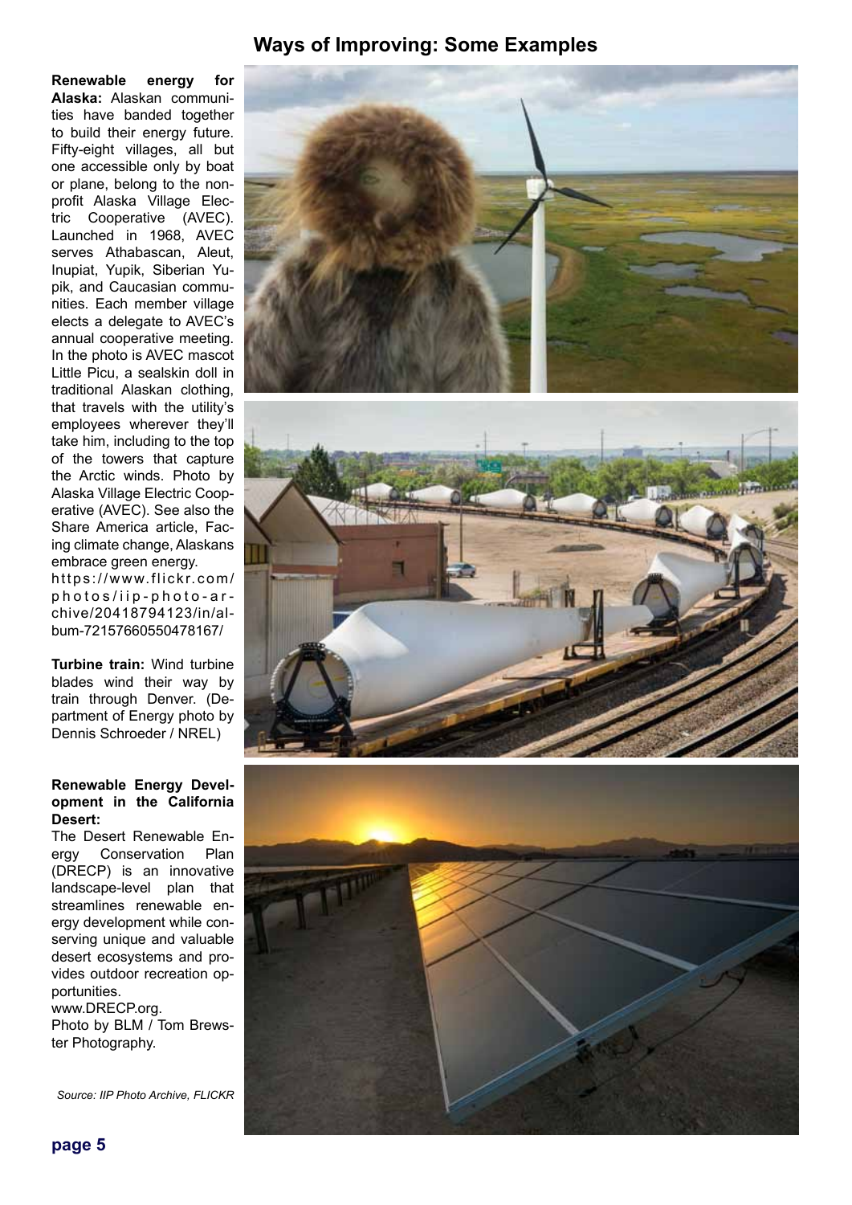## Ways of Improving: Some Examples

**Renewable energy for Alaska:** Alaskan communities have banded together to build their energy future. Fifty-eight villages, all but one accessible only by boat or plane, belong to the nonprofit Alaska Village Electric Cooperative (AVEC). Launched in 1968, AVEC serves Athabascan, Aleut, Inupiat, Yupik, Siberian Yupik, and Caucasian communities. Each member village elects a delegate to AVEC's annual cooperative meeting. In the photo is AVEC mascot Little Picu, a sealskin doll in traditional Alaskan clothing, that travels with the utility's employees wherever they'll take him, including to the top of the towers that capture the Arctic winds. Photo by Alaska Village Electric Cooperative (AVEC). See also the Share America article, Facing climate change, Alaskans embrace green energy.
https://www.flickr.com/photos/iip-photo-archive/20418794123/in/album-72157660550478167/

**Turbine train:** Wind turbine blades wind their way by train through Denver. (Department of Energy photo by Dennis Schroeder / NREL)

**Renewable Energy Development in the California Desert:**
The Desert Renewable Energy Conservation Plan (DRECP) is an innovative landscape-level plan that streamlines renewable energy development while conserving unique and valuable desert ecosystems and provides outdoor recreation opportunities.
www.DRECP.org.
Photo by BLM / Tom Brewster Photography.

*Source: IIP Photo Archive, FLICKR*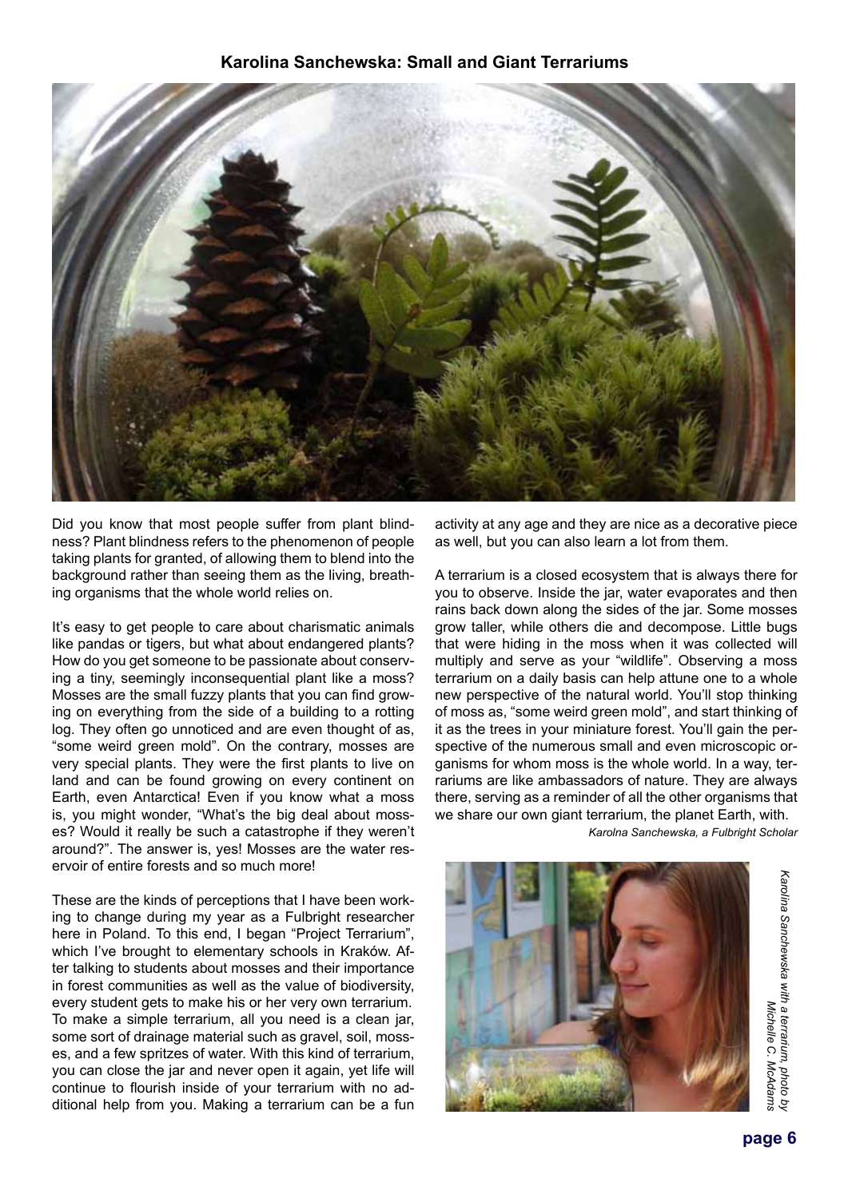## Karolina Sanchewska: Small and Giant Terrariums

Did you know that most people suffer from plant blindness? Plant blindness refers to the phenomenon of people taking plants for granted, of allowing them to blend into the background rather than seeing them as the living, breathing organisms that the whole world relies on.

It's easy to get people to care about charismatic animals like pandas or tigers, but what about endangered plants? How do you get someone to be passionate about conserving a tiny, seemingly inconsequential plant like a moss? Mosses are the small fuzzy plants that you can find growing on everything from the side of a building to a rotting log. They often go unnoticed and are even thought of as, "some weird green mold". On the contrary, mosses are very special plants. They were the first plants to live on land and can be found growing on every continent on Earth, even Antarctica! Even if you know what a moss is, you might wonder, "What's the big deal about mosses? Would it really be such a catastrophe if they weren't around?". The answer is, yes! Mosses are the water reservoir of entire forests and so much more!

These are the kinds of perceptions that I have been working to change during my year as a Fulbright researcher here in Poland. To this end, I began "Project Terrarium", which I've brought to elementary schools in Kraków. After talking to students about mosses and their importance in forest communities as well as the value of biodiversity, every student gets to make his or her very own terrarium. To make a simple terrarium, all you need is a clean jar, some sort of drainage material such as gravel, soil, mosses, and a few spritzes of water. With this kind of terrarium, you can close the jar and never open it again, yet life will continue to flourish inside of your terrarium with no additional help from you. Making a terrarium can be a fun activity at any age and they are nice as a decorative piece as well, but you can also learn a lot from them.

A terrarium is a closed ecosystem that is always there for you to observe. Inside the jar, water evaporates and then rains back down along the sides of the jar. Some mosses grow taller, while others die and decompose. Little bugs that were hiding in the moss when it was collected will multiply and serve as your "wildlife". Observing a moss terrarium on a daily basis can help attune one to a whole new perspective of the natural world. You'll stop thinking of moss as, "some weird green mold", and start thinking of it as the trees in your miniature forest. You'll gain the perspective of the numerous small and even microscopic organisms for whom moss is the whole world. In a way, terrariums are like ambassadors of nature. They are always there, serving as a reminder of all the other organisms that we share our own giant terrarium, the planet Earth, with.

*Karolna Sanchewska, a Fulbright Scholar*

*Karolina Sanchewska with a terrarium, photo by Michelle C. McAdams*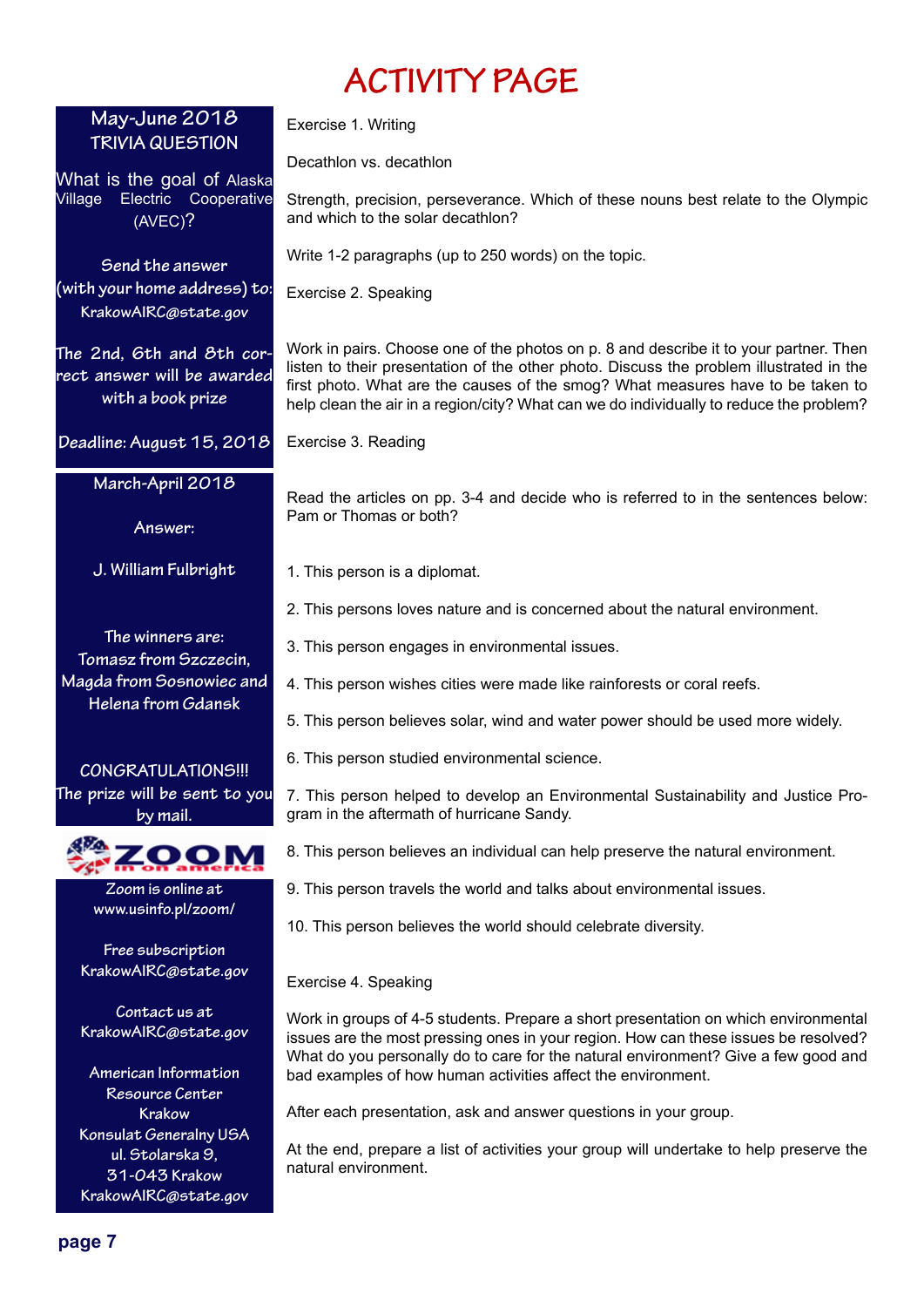# ACTIVITY PAGE

## May-June 2018 TRIVIA QUESTION

What is the goal of Alaska Village Electric Cooperative (AVEC)?

Send the answer (with your home address) to: KrakowAIRC@state.gov

The 2nd, 6th and 8th correct answer will be awarded with a book prize

Deadline: August 15, 2018

## March-April 2018

Answer:

J. William Fulbright

The winners are:
Tomasz from Szczecin, Magda from Sosnowiec and Helena from Gdansk

CONGRATULATIONS!!!
The prize will be sent to you by mail.

**ZOOM in on america**

Zoom is online at www.usinfo.pl/zoom/

Free subscription
KrakowAIRC@state.gov

Contact us at
KrakowAIRC@state.gov

American Information Resource Center Krakow
Konsulat Generalny USA
ul. Stolarska 9,
31-043 Krakow
KrakowAIRC@state.gov

Exercise 1. Writing

Decathlon vs. decathlon

Strength, precision, perseverance. Which of these nouns best relate to the Olympic and which to the solar decathlon?

Write 1-2 paragraphs (up to 250 words) on the topic.

Exercise 2. Speaking

Work in pairs. Choose one of the photos on p. 8 and describe it to your partner. Then listen to their presentation of the other photo. Discuss the problem illustrated in the first photo. What are the causes of the smog? What measures have to be taken to help clean the air in a region/city? What can we do individually to reduce the problem?

Exercise 3. Reading

Read the articles on pp. 3-4 and decide who is referred to in the sentences below: Pam or Thomas or both?

1. This person is a diplomat.
2. This persons loves nature and is concerned about the natural environment.
3. This person engages in environmental issues.
4. This person wishes cities were made like rainforests or coral reefs.
5. This person believes solar, wind and water power should be used more widely.
6. This person studied environmental science.
7. This person helped to develop an Environmental Sustainability and Justice Program in the aftermath of hurricane Sandy.
8. This person believes an individual can help preserve the natural environment.
9. This person travels the world and talks about environmental issues.
10. This person believes the world should celebrate diversity.

Exercise 4. Speaking

Work in groups of 4-5 students. Prepare a short presentation on which environmental issues are the most pressing ones in your region. How can these issues be resolved? What do you personally do to care for the natural environment? Give a few good and bad examples of how human activities affect the environment.

After each presentation, ask and answer questions in your group.

At the end, prepare a list of activities your group will undertake to help preserve the natural environment.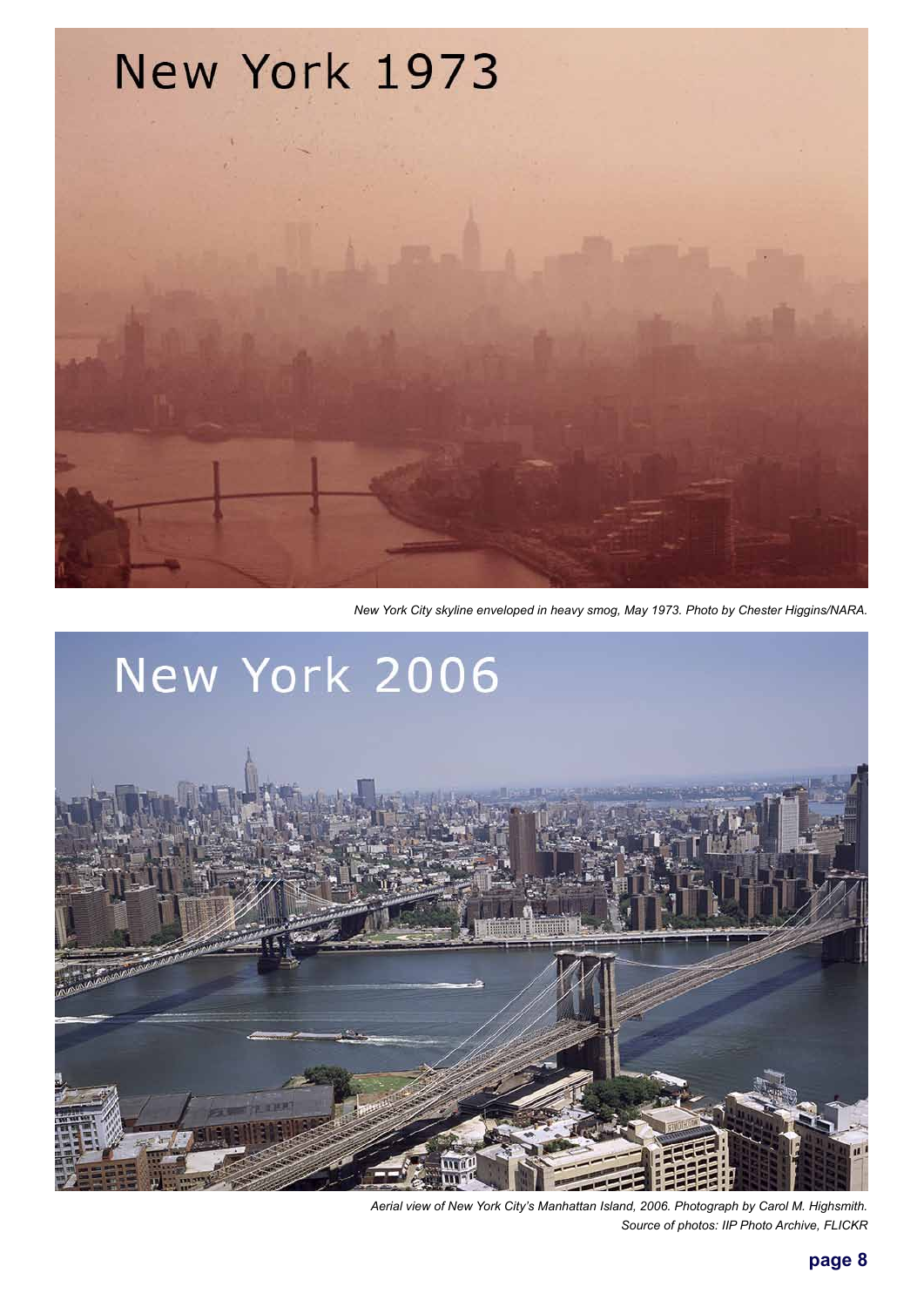New York 1973

*New York City skyline enveloped in heavy smog, May 1973. Photo by Chester Higgins/NARA.*

New York 2006

*Aerial view of New York City's Manhattan Island, 2006. Photograph by Carol M. Highsmith.*
*Source of photos: IIP Photo Archive, FLICKR*